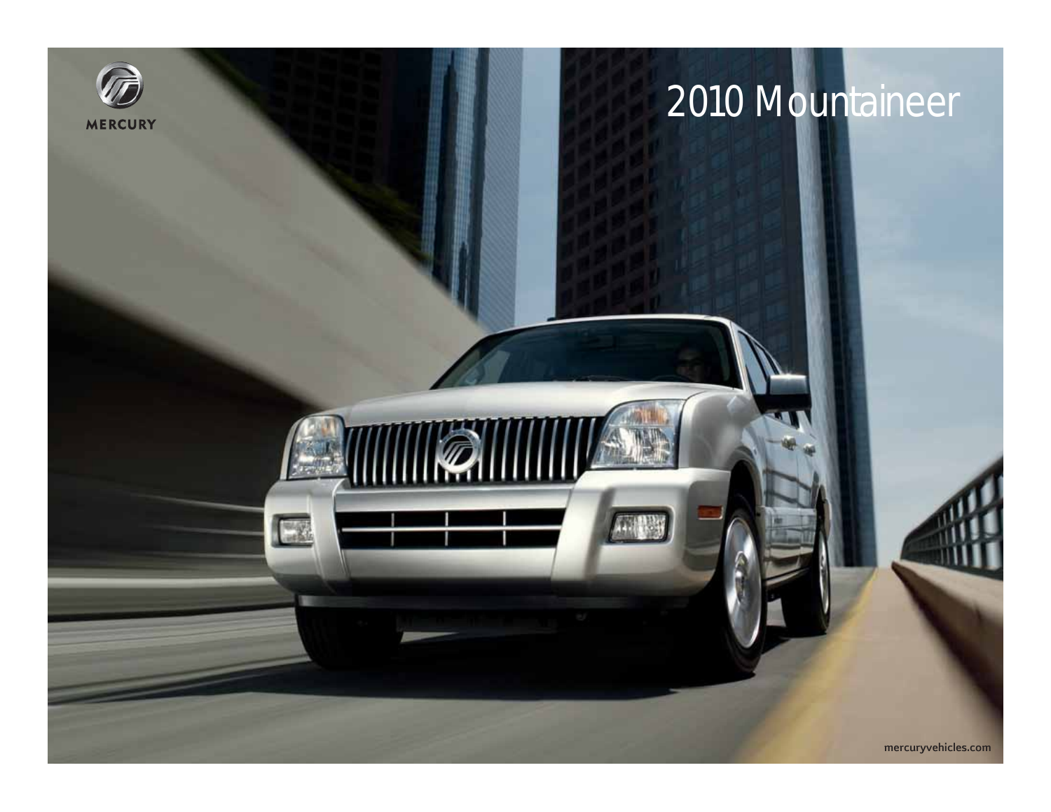MERCURY

# 2010 Mountaineer

mercuryvehicles.com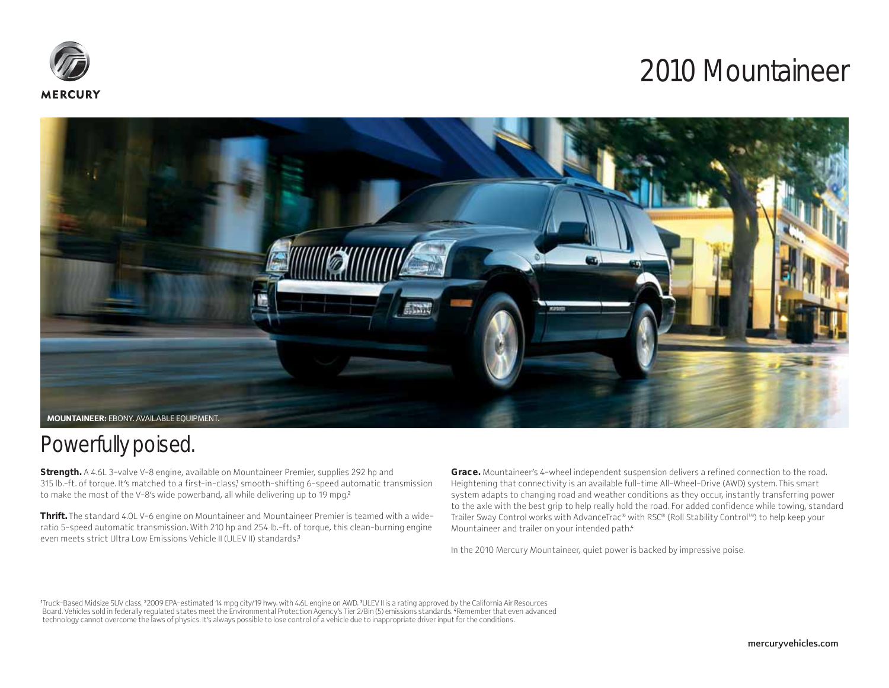MERCURY

# 2010 Mountaineer

**MOUNTAINEER:** EBONY. AVAILABLE EQUIPMENT.

## Powerfully poised.

**Strength.** A 4.6L 3-valve V-8 engine, available on Mountaineer Premier, supplies 292 hp and 315 lb.-ft. of torque. It's matched to a first-in-class[1] smooth-shifting 6-speed automatic transmission to make the most of the V-8's wide powerband, all while delivering up to 19 mpg.[2]

**Thrift.** The standard 4.0L V-6 engine on Mountaineer and Mountaineer Premier is teamed with a wide-ratio 5-speed automatic transmission. With 210 hp and 254 lb.-ft. of torque, this clean-burning engine even meets strict Ultra Low Emissions Vehicle II (ULEV II) standards.[3]

**Grace.** Mountaineer's 4-wheel independent suspension delivers a refined connection to the road. Heightening that connectivity is an available full-time All-Wheel-Drive (AWD) system. This smart system adapts to changing road and weather conditions as they occur, instantly transferring power to the axle with the best grip to help really hold the road. For added confidence while towing, standard Trailer Sway Control works with AdvanceTrac® with RSC® (Roll Stability Control™) to help keep your Mountaineer and trailer on your intended path.[4]

In the 2010 Mercury Mountaineer, quiet power is backed by impressive poise.

[1]Truck-Based Midsize SUV class. [2]2009 EPA-estimated 14 mpg city/19 hwy. with 4.6L engine on AWD. [3]ULEV II is a rating approved by the California Air Resources Board. Vehicles sold in federally regulated states meet the Environmental Protection Agency's Tier 2/Bin (5) emissions standards. [4]Remember that even advanced technology cannot overcome the laws of physics. It's always possible to lose control of a vehicle due to inappropriate driver input for the conditions.

mercuryvehicles.com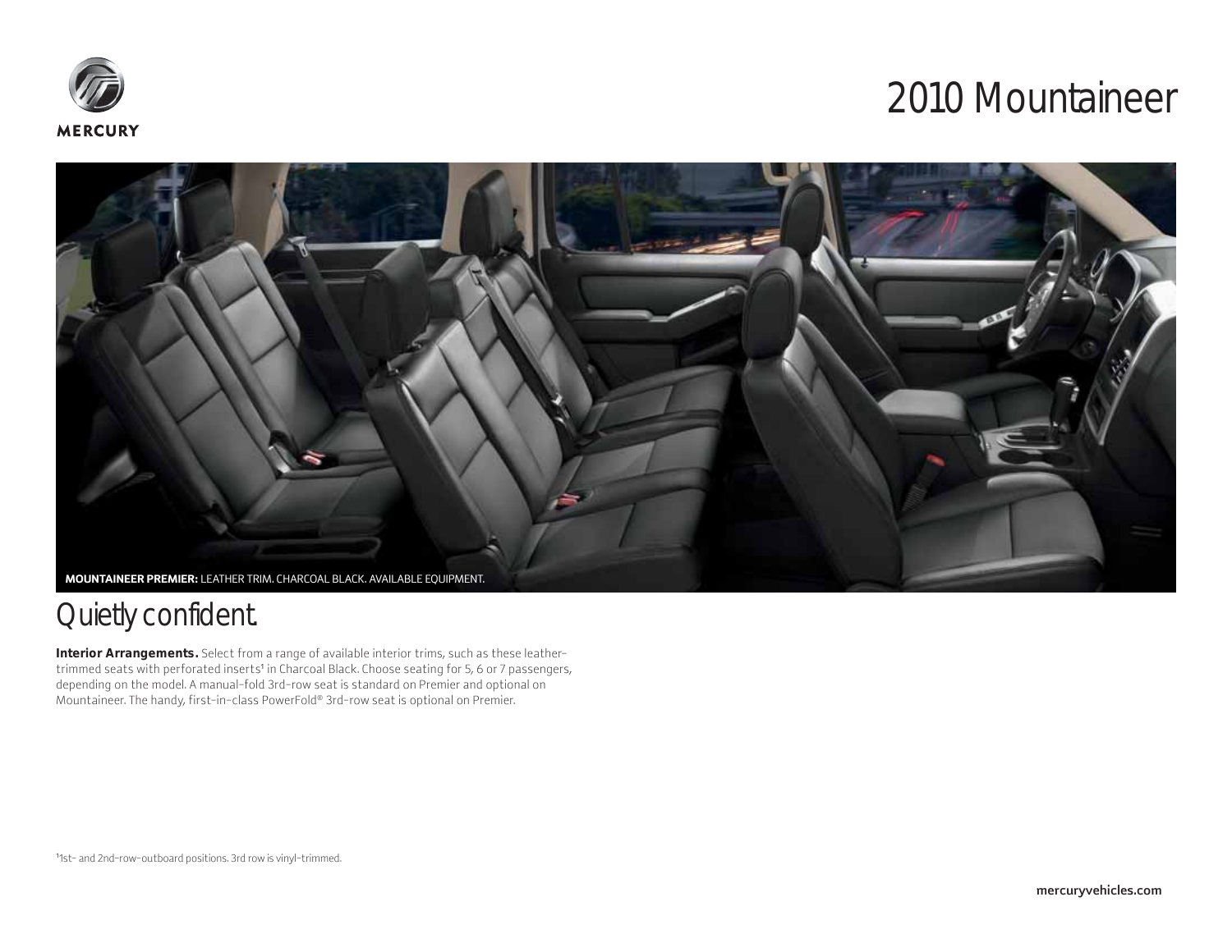# 2010 Mountaineer

**MOUNTAINEER PREMIER:** LEATHER TRIM. CHARCOAL BLACK. AVAILABLE EQUIPMENT.

## Quietly confident.

**Interior Arrangements.** Select from a range of available interior trims, such as these leather-trimmed seats with perforated inserts[1] in Charcoal Black. Choose seating for 5, 6 or 7 passengers, depending on the model. A manual-fold 3rd-row seat is standard on Premier and optional on Mountaineer. The handy, first-in-class PowerFold® 3rd-row seat is optional on Premier.

[1] 1st- and 2nd-row-outboard positions. 3rd row is vinyl-trimmed.

mercuryvehicles.com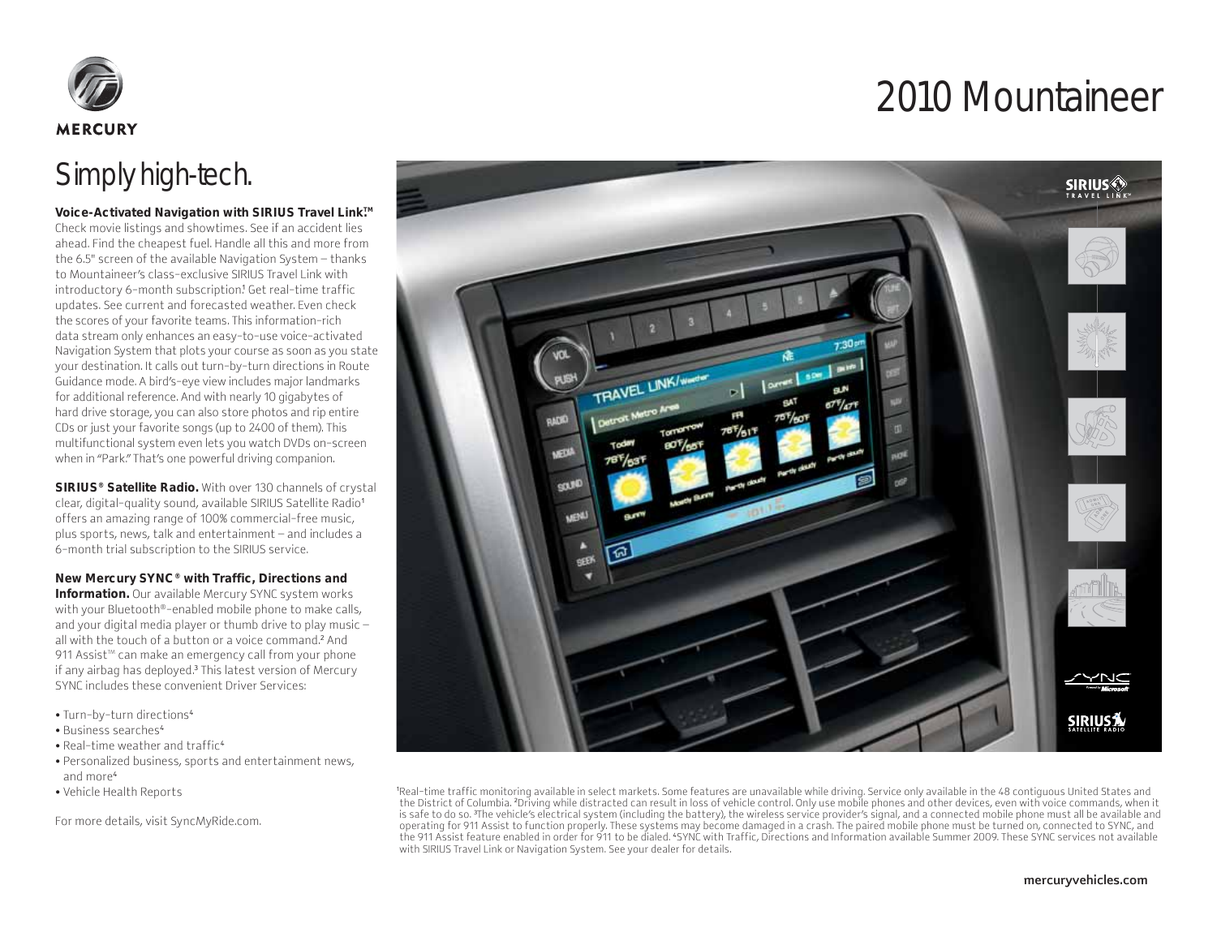MERCURY

# 2010 Mountaineer

## Simply high-tech.

**Voice-Activated Navigation with SIRIUS Travel Link.™** Check movie listings and showtimes. See if an accident lies ahead. Find the cheapest fuel. Handle all this and more from the 6.5" screen of the available Navigation System – thanks to Mountaineer's class-exclusive SIRIUS Travel Link with introductory 6-month subscription.[1] Get real-time traffic updates. See current and forecasted weather. Even check the scores of your favorite teams. This information-rich data stream only enhances an easy-to-use voice-activated Navigation System that plots your course as soon as you state your destination. It calls out turn-by-turn directions in Route Guidance mode. A bird's-eye view includes major landmarks for additional reference. And with nearly 10 gigabytes of hard drive storage, you can also store photos and rip entire CDs or just your favorite songs (up to 2400 of them). This multifunctional system even lets you watch DVDs on-screen when in "Park." That's one powerful driving companion.

**SIRIUS® Satellite Radio.** With over 130 channels of crystal clear, digital-quality sound, available SIRIUS Satellite Radio[1] offers an amazing range of 100% commercial-free music, plus sports, news, talk and entertainment – and includes a 6-month trial subscription to the SIRIUS service.

**New Mercury SYNC® with Traffic, Directions and Information.** Our available Mercury SYNC system works with your Bluetooth®-enabled mobile phone to make calls, and your digital media player or thumb drive to play music – all with the touch of a button or a voice command.[2] And 911 Assist™ can make an emergency call from your phone if any airbag has deployed.[3] This latest version of Mercury SYNC includes these convenient Driver Services:

- Turn-by-turn directions[4]
- Business searches[4]
- Real-time weather and traffic[4]
- Personalized business, sports and entertainment news, and more[4]
- Vehicle Health Reports

For more details, visit SyncMyRide.com.

[1]Real-time traffic monitoring available in select markets. Some features are unavailable while driving. Service only available in the 48 contiguous United States and the District of Columbia. [2]Driving while distracted can result in loss of vehicle control. Only use mobile phones and other devices, even with voice commands, when it is safe to do so. [3]The vehicle's electrical system (including the battery), the wireless service provider's signal, and a connected mobile phone must all be available and operating for 911 Assist to function properly. These systems may become damaged in a crash. The paired mobile phone must be turned on, connected to SYNC, and the 911 Assist feature enabled in order for 911 to be dialed. [4]SYNC with Traffic, Directions and Information available Summer 2009. These SYNC services not available with SIRIUS Travel Link or Navigation System. See your dealer for details.

mercuryvehicles.com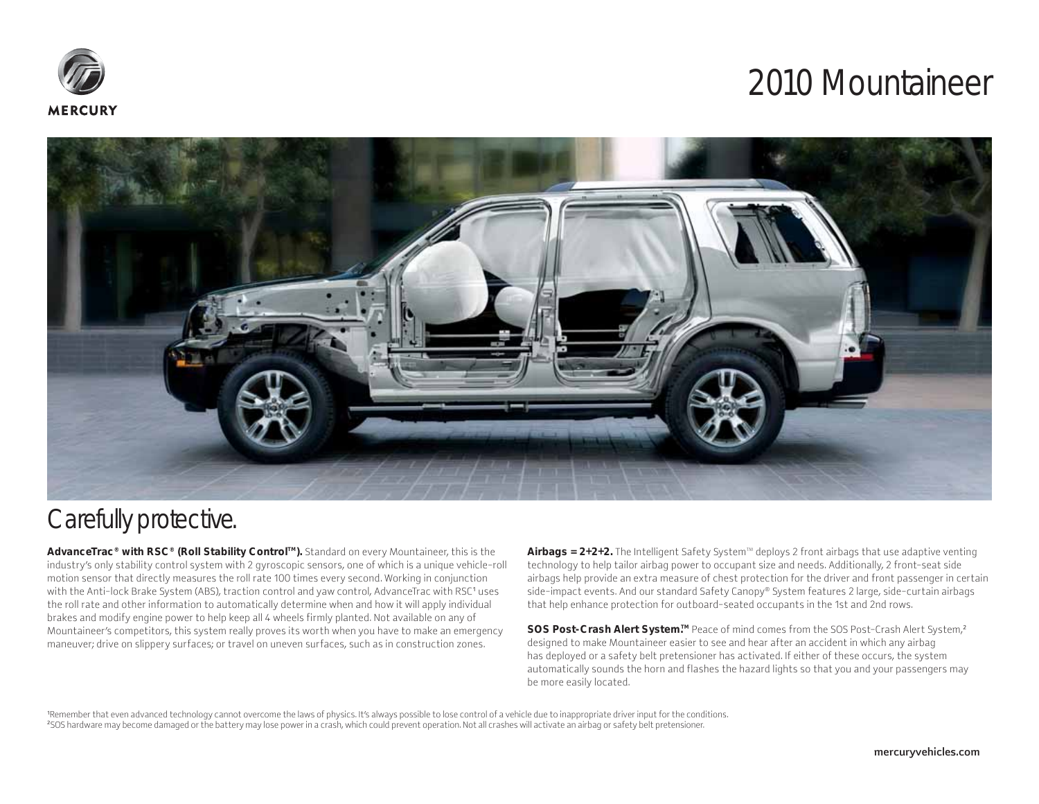MERCURY

# 2010 Mountaineer

## Carefully protective.

**AdvanceTrac® with RSC® (Roll Stability Control™).** Standard on every Mountaineer, this is the industry's only stability control system with 2 gyroscopic sensors, one of which is a unique vehicle-roll motion sensor that directly measures the roll rate 100 times every second. Working in conjunction with the Anti-lock Brake System (ABS), traction control and yaw control, AdvanceTrac with RSC[1] uses the roll rate and other information to automatically determine when and how it will apply individual brakes and modify engine power to help keep all 4 wheels firmly planted. Not available on any of Mountaineer's competitors, this system really proves its worth when you have to make an emergency maneuver; drive on slippery surfaces; or travel on uneven surfaces, such as in construction zones.

**Airbags = 2+2+2.** The Intelligent Safety System™ deploys 2 front airbags that use adaptive venting technology to help tailor airbag power to occupant size and needs. Additionally, 2 front-seat side airbags help provide an extra measure of chest protection for the driver and front passenger in certain side-impact events. And our standard Safety Canopy® System features 2 large, side-curtain airbags that help enhance protection for outboard-seated occupants in the 1st and 2nd rows.

**SOS Post-Crash Alert System.™** Peace of mind comes from the SOS Post-Crash Alert System,[2] designed to make Mountaineer easier to see and hear after an accident in which any airbag has deployed or a safety belt pretensioner has activated. If either of these occurs, the system automatically sounds the horn and flashes the hazard lights so that you and your passengers may be more easily located.

[1]Remember that even advanced technology cannot overcome the laws of physics. It's always possible to lose control of a vehicle due to inappropriate driver input for the conditions.
[2]SOS hardware may become damaged or the battery may lose power in a crash, which could prevent operation. Not all crashes will activate an airbag or safety belt pretensioner.

mercuryvehicles.com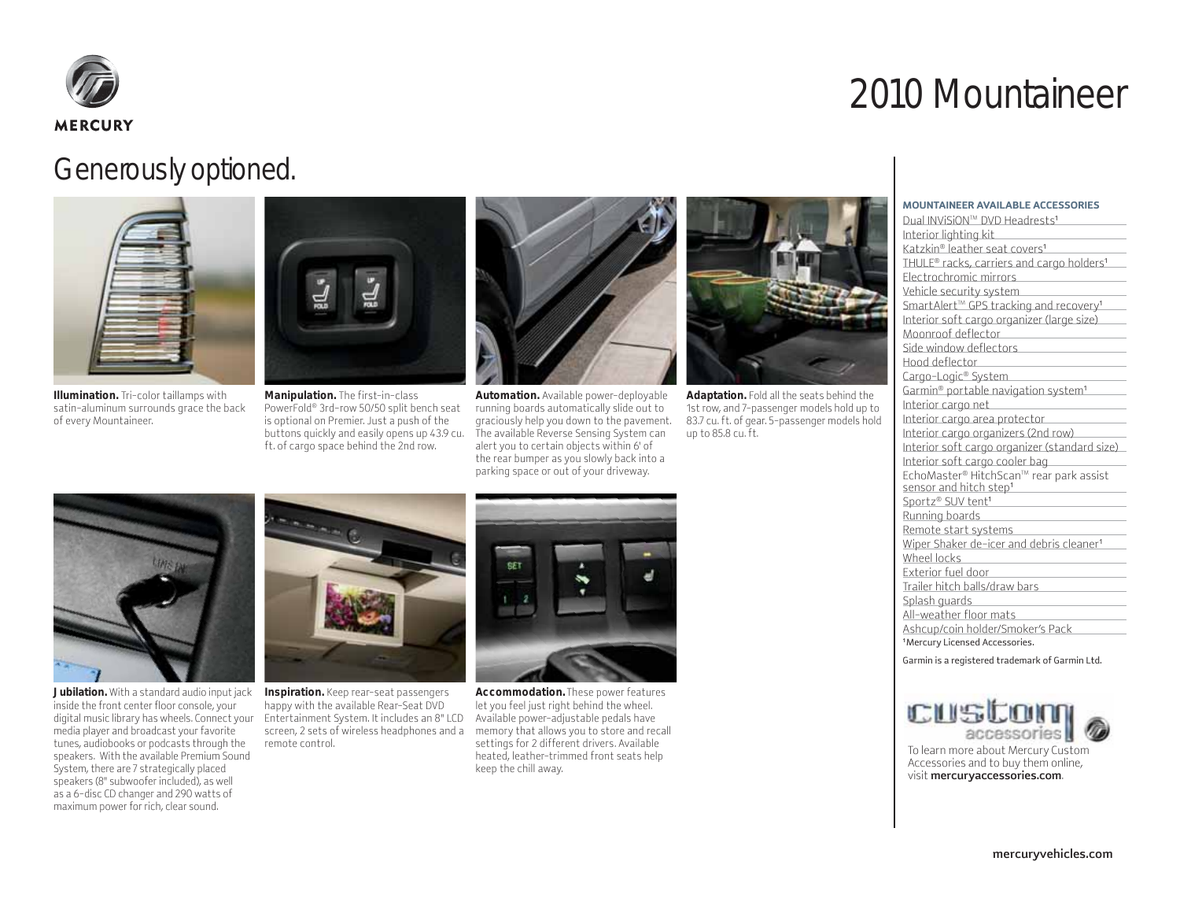MERCURY

# 2010 Mountaineer

## Generously optioned.

**Illumination.** Tri-color taillamps with satin-aluminum surrounds grace the back of every Mountaineer.

**Manipulation.** The first-in-class PowerFold® 3rd-row 50/50 split bench seat is optional on Premier. Just a push of the buttons quickly and easily opens up 43.9 cu. ft. of cargo space behind the 2nd row.

**Automation.** Available power-deployable running boards automatically slide out to graciously help you down to the pavement. The available Reverse Sensing System can alert you to certain objects within 6' of the rear bumper as you slowly back into a parking space or out of your driveway.

**Adaptation.** Fold all the seats behind the 1st row, and 7-passenger models hold up to 83.7 cu. ft. of gear. 5-passenger models hold up to 85.8 cu. ft.

**Jubilation.** With a standard audio input jack inside the front center floor console, your digital music library has wheels. Connect your media player and broadcast your favorite tunes, audiobooks or podcasts through the speakers. With the available Premium Sound System, there are 7 strategically placed speakers (8" subwoofer included), as well as a 6-disc CD changer and 290 watts of maximum power for rich, clear sound.

**Inspiration.** Keep rear-seat passengers happy with the available Rear-Seat DVD Entertainment System. It includes an 8" LCD screen, 2 sets of wireless headphones and a remote control.

**Accommodation.** These power features let you feel just right behind the wheel. Available power-adjustable pedals have memory that allows you to store and recall settings for 2 different drivers. Available heated, leather-trimmed front seats help keep the chill away.

### MOUNTAINEER AVAILABLE ACCESSORIES

- Dual INViSiON™ DVD Headrests[1]
- Interior lighting kit
- Katzkin® leather seat covers[1]
- THULE® racks, carriers and cargo holders[1]
- Electrochromic mirrors
- Vehicle security system
- SmartAlert™ GPS tracking and recovery[1]
- Interior soft cargo organizer (large size)
- Moonroof deflector
- Side window deflectors
- Hood deflector
- Cargo-Logic® System
- Garmin® portable navigation system[1]
- Interior cargo net
- Interior cargo area protector
- Interior cargo organizers (2nd row)
- Interior soft cargo organizer (standard size)
- Interior soft cargo cooler bag
- EchoMaster® HitchScan™ rear park assist sensor and hitch step[1]
- Sportz® SUV tent[1]
- Running boards
- Remote start systems
- Wiper Shaker de-icer and debris cleaner[1]
- Wheel locks
- Exterior fuel door
- Trailer hitch balls/draw bars
- Splash guards
- All-weather floor mats
- Ashcup/coin holder/Smoker's Pack

[1]Mercury Licensed Accessories.

Garmin is a registered trademark of Garmin Ltd.

custom accessories

To learn more about Mercury Custom Accessories and to buy them online, visit **mercuryaccessories.com**.

mercuryvehicles.com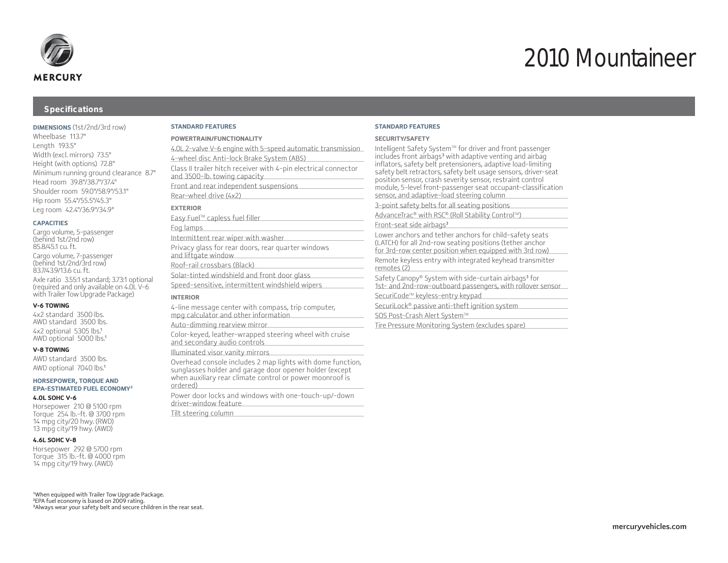MERCURY

# 2010 Mountaineer

## Specifications

**DIMENSIONS** (1st/2nd/3rd row)

Wheelbase 113.7"
Length 193.5"
Width (excl. mirrors) 73.5"
Height (with options) 72.8"
Minimum running ground clearance 8.7"
Head room 39.8"/38.7"/37.4"
Shoulder room 59.0"/58.9"/53.1"
Hip room 55.4"/55.5"/45.3"
Leg room 42.4"/36.9"/34.9"

**CAPACITIES**

Cargo volume, 5-passenger (behind 1st/2nd row) 85.8/45.1 cu. ft.

Cargo volume, 7-passenger (behind 1st/2nd/3rd row) 83.7/43.9/13.6 cu. ft.

Axle ratio 3.55:1 standard; 3.73:1 optional (required and only available on 4.0L V-6 with Trailer Tow Upgrade Package)

**V-6 TOWING**

4x2 standard 3500 lbs.
AWD standard 3500 lbs.
4x2 optional 5305 lbs.[1]
AWD optional 5000 lbs.[1]

**V-8 TOWING**

AWD standard 3500 lbs.
AWD optional 7040 lbs.[1]

**HORSEPOWER, TORQUE AND EPA-ESTIMATED FUEL ECONOMY[2]**

**4.0L SOHC V-6**

Horsepower 210 @ 5100 rpm
Torque 254 lb.-ft. @ 3700 rpm
14 mpg city/20 hwy. (RWD)
13 mpg city/19 hwy. (AWD)

**4.6L SOHC V-8**

Horsepower 292 @ 5700 rpm
Torque 315 lb.-ft. @ 4000 rpm
14 mpg city/19 hwy. (AWD)

**STANDARD FEATURES**

**POWERTRAIN/FUNCTIONALITY**

- 4.0L 2-valve V-6 engine with 5-speed automatic transmission
- 4-wheel disc Anti-lock Brake System (ABS)
- Class II trailer hitch receiver with 4-pin electrical connector and 3500-lb. towing capacity
- Front and rear independent suspensions
- Rear-wheel drive (4x2)

**EXTERIOR**

- Easy Fuel™ capless fuel filler
- Fog lamps
- Intermittent rear wiper with washer
- Privacy glass for rear doors, rear quarter windows and liftgate window
- Roof-rail crossbars (Black)
- Solar-tinted windshield and front door glass
- Speed-sensitive, intermittent windshield wipers

**INTERIOR**

- 4-line message center with compass, trip computer, mpg calculator and other information
- Auto-dimming rearview mirror
- Color-keyed, leather-wrapped steering wheel with cruise and secondary audio controls
- Illuminated visor vanity mirrors
- Overhead console includes 2 map lights with dome function, sunglasses holder and garage door opener holder (except when auxiliary rear climate control or power moonroof is ordered)
- Power door locks and windows with one-touch-up/-down driver-window feature
- Tilt steering column

**STANDARD FEATURES**

**SECURITY/SAFETY**

- Intelligent Safety System™ for driver and front passenger includes front airbags[3] with adaptive venting and airbag inflators, safety belt pretensioners, adaptive load-limiting safety belt retractors, safety belt usage sensors, driver-seat position sensor, crash severity sensor, restraint control module, 5-level front-passenger seat occupant-classification sensor, and adaptive-load steering column
- 3-point safety belts for all seating positions
- AdvanceTrac® with RSC® (Roll Stability Control™)
- Front-seat side airbags[3]
- Lower anchors and tether anchors for child-safety seats (LATCH) for all 2nd-row seating positions (tether anchor for 3rd-row center position when equipped with 3rd row)
- Remote keyless entry with integrated keyhead transmitter remotes (2)
- Safety Canopy® System with side-curtain airbags[3] for 1st- and 2nd-row-outboard passengers, with rollover sensor
- SecuriCode™ keyless-entry keypad
- SecuriLock® passive anti-theft ignition system
- SOS Post-Crash Alert System™
- Tire Pressure Monitoring System (excludes spare)

[1]When equipped with Trailer Tow Upgrade Package.
[2]EPA fuel economy is based on 2009 rating.
[3]Always wear your safety belt and secure children in the rear seat.

mercuryvehicles.com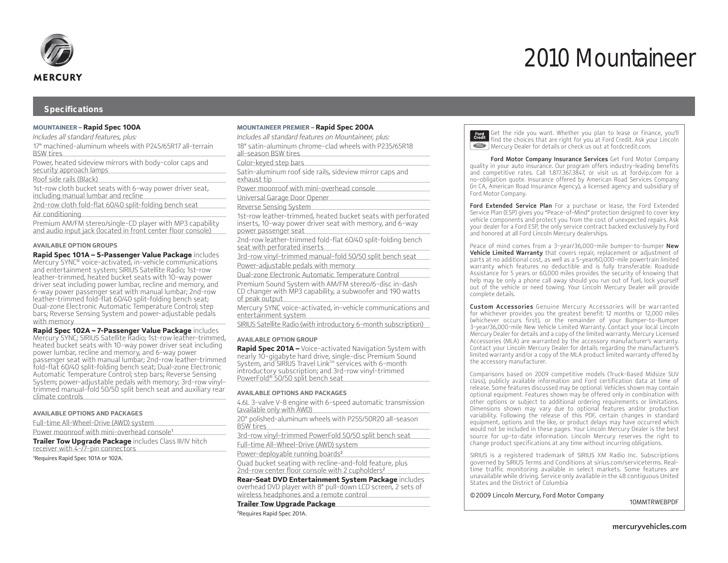MERCURY

# 2010 Mountaineer

## Specifications

### MOUNTAINEER – Rapid Spec 100A

*Includes all standard features, plus:*

- 17" machined-aluminum wheels with P245/65R17 all-terrain BSW tires
- Power, heated sideview mirrors with body-color caps and security approach lamps
- Roof side rails (Black)
- 1st-row cloth bucket seats with 6-way power driver seat, including manual lumbar and recline
- 2nd-row cloth fold-flat 60/40 split-folding bench seat
- Air conditioning
- Premium AM/FM stereo/single-CD player with MP3 capability and audio input jack (located in front center floor console)

#### AVAILABLE OPTION GROUPS

**Rapid Spec 101A – 5-Passenger Value Package** includes Mercury SYNC® voice-activated, in-vehicle communications and entertainment system; SIRIUS Satellite Radio; 1st-row leather-trimmed, heated bucket seats with 10-way power driver seat including power lumbar, recline and memory, and 6-way power passenger seat with manual lumbar; 2nd-row leather-trimmed fold-flat 60/40 split-folding bench seat; Dual-zone Electronic Automatic Temperature Control; step bars; Reverse Sensing System and power-adjustable pedals with memory

**Rapid Spec 102A – 7-Passenger Value Package** includes Mercury SYNC; SIRIUS Satellite Radio; 1st-row leather-trimmed, heated bucket seats with 10-way power driver seat including power lumbar, recline and memory, and 6-way power passenger seat with manual lumbar; 2nd-row leather-trimmed fold-flat 60/40 split-folding bench seat; Dual-zone Electronic Automatic Temperature Control; step bars; Reverse Sensing System; power-adjustable pedals with memory; 3rd-row vinyl-trimmed manual-fold 50/50 split bench seat and auxiliary rear climate controls

#### AVAILABLE OPTIONS AND PACKAGES

- Full-time All-Wheel-Drive (AWD) system
- Power moonroof with mini-overhead console[1]
- **Trailer Tow Upgrade Package** includes Class III/IV hitch receiver with 4-/7-pin connectors

[1]Requires Rapid Spec 101A or 102A.

### MOUNTAINEER PREMIER – Rapid Spec 200A

*Includes all standard features on Mountaineer, plus:*

- 18" satin-aluminum chrome-clad wheels with P235/65R18 all-season BSW tires
- Color-keyed step bars
- Satin-aluminum roof side rails, sideview mirror caps and exhaust tip
- Power moonroof with mini-overhead console
- Universal Garage Door Opener
- Reverse Sensing System
- 1st-row leather-trimmed, heated bucket seats with perforated inserts, 10-way power driver seat with memory, and 6-way power passenger seat
- 2nd-row leather-trimmed fold-flat 60/40 split-folding bench seat with perforated inserts
- 3rd-row vinyl-trimmed manual-fold 50/50 split bench seat
- Power-adjustable pedals with memory
- Dual-zone Electronic Automatic Temperature Control
- Premium Sound System with AM/FM stereo/6-disc in-dash CD changer with MP3 capability, a subwoofer and 190 watts of peak output
- Mercury SYNC voice-activated, in-vehicle communications and entertainment system
- SIRIUS Satellite Radio (with introductory 6-month subscription)

#### AVAILABLE OPTION GROUP

**Rapid Spec 201A –** Voice-activated Navigation System with nearly 10-gigabyte hard drive, single-disc Premium Sound System, and SIRIUS Travel Link™ services with 6-month introductory subscription; and 3rd-row vinyl-trimmed PowerFold® 50/50 split bench seat

#### AVAILABLE OPTIONS AND PACKAGES

- 4.6L 3-valve V-8 engine with 6-speed automatic transmission (available only with AWD)
- 20" polished-aluminum wheels with P255/50R20 all-season BSW tires
- 3rd-row vinyl-trimmed PowerFold 50/50 split bench seat
- Full-time All-Wheel-Drive (AWD) system
- Power-deployable running boards[2]
- Quad bucket seating with recline-and-fold feature, plus 2nd-row center floor console with 2 cupholders[2]
- **Rear-Seat DVD Entertainment System Package** includes overhead DVD player with 8" pull-down LCD screen, 2 sets of wireless headphones and a remote control
- **Trailer Tow Upgrade Package**

[2]Requires Rapid Spec 201A.

---

Ford Credit — Get the ride you want. Whether you plan to lease or finance, you'll find the choices that are right for you at Ford Credit. Ask your Lincoln Mercury Dealer for details or check us out at fordcredit.com.

**Ford Motor Company Insurance Services** Get Ford Motor Company quality in your auto insurance. Our program offers industry-leading benefits and competitive rates. Call 1.877.367.3847, or visit us at fordvip.com for a no-obligation quote. Insurance offered by American Road Services Company (in CA, American Road Insurance Agency), a licensed agency and subsidiary of Ford Motor Company.

**Ford Extended Service Plan** For a purchase or lease, the Ford Extended Service Plan (ESP) gives you "Peace-of-Mind" protection designed to cover key vehicle components and protect you from the cost of unexpected repairs. Ask your dealer for a Ford ESP, the only service contract backed exclusively by Ford and honored at all Ford Lincoln Mercury dealerships.

Peace of mind comes from a 3-year/36,000-mile bumper-to-bumper **New Vehicle Limited Warranty** that covers repair, replacement or adjustment of parts at no additional cost, as well as a 5-year/60,000-mile powertrain limited warranty which features no deductible and is fully transferable. Roadside Assistance for 5 years or 60,000 miles provides the security of knowing that help may be only a phone call away should you run out of fuel, lock yourself out of the vehicle or need towing. Your Lincoln Mercury Dealer will provide complete details.

**Custom Accessories** Genuine Mercury Accessories will be warranted for whichever provides you the greatest benefit: 12 months or 12,000 miles (whichever occurs first), or the remainder of your Bumper-to-Bumper 3-year/36,000-mile New Vehicle Limited Warranty. Contact your local Lincoln Mercury Dealer for details and a copy of the limited warranty. Mercury Licensed Accessories (MLA) are warranted by the accessory manufacturer's warranty. Contact your Lincoln Mercury Dealer for details regarding the manufacturer's limited warranty and/or a copy of the MLA product limited warranty offered by the accessory manufacturer.

Comparisons based on 2009 competitive models (Truck-Based Midsize SUV class), publicly available information and Ford certification data at time of release. Some features discussed may be optional. Vehicles shown may contain optional equipment. Features shown may be offered only in combination with other options or subject to additional ordering requirements or limitations. Dimensions shown may vary due to optional features and/or production variability. Following the release of this PDF, certain changes in standard equipment, options and the like, or product delays may have occurred which would not be included in these pages. Your Lincoln Mercury Dealer is the best source for up-to-date information. Lincoln Mercury reserves the right to change product specifications at any time without incurring obligations.

SIRIUS is a registered trademark of SIRIUS XM Radio Inc. Subscriptions governed by SIRIUS Terms and Conditions at sirius.com/serviceterms. Real-time traffic monitoring available in select markets. Some features are unavailable while driving. Service only available in the 48 contiguous United States and the District of Columbia

©2009 Lincoln Mercury, Ford Motor Company

10MMTRWEBPDF

mercuryvehicles.com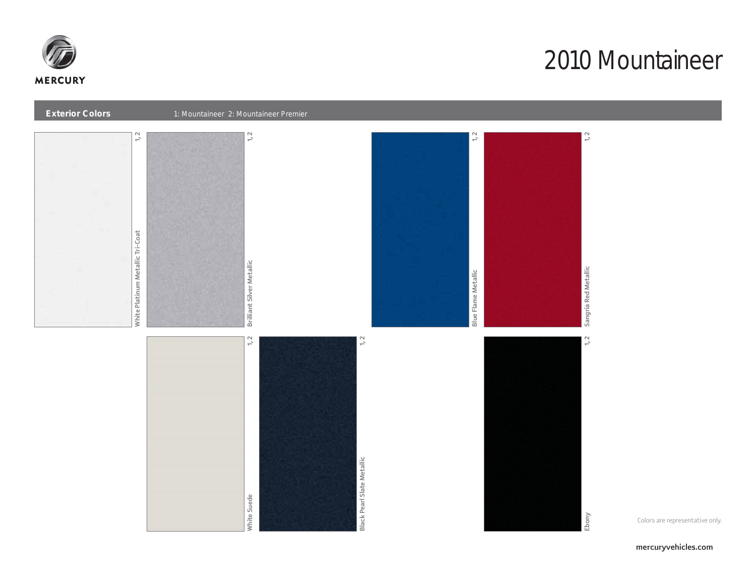MERCURY

# 2010 Mountaineer

## Exterior Colors

1: Mountaineer 2: Mountaineer Premier

White Platinum Metallic Tri-Coat 1, 2

Brilliant Silver Metallic 1, 2

Blue Flame Metallic 1, 2

Sangria Red Metallic 1, 2

White Suede 1, 2

Black Pearl Slate Metallic 1, 2

Ebony 1, 2

Colors are representative only.

mercuryvehicles.com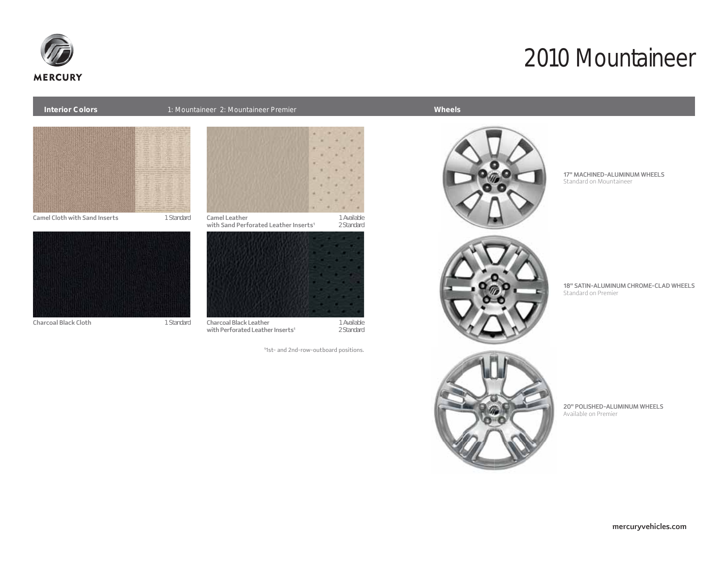MERCURY

# 2010 Mountaineer

## Interior Colors

1: Mountaineer 2: Mountaineer Premier

| | |
|---|---|
| Camel Cloth with Sand Inserts | 1 Standard |
| Camel Leather with Sand Perforated Leather Inserts[1] | 1 Available<br>2 Standard |
| Charcoal Black Cloth | 1 Standard |
| Charcoal Black Leather with Perforated Leather Inserts[1] | 1 Available<br>2 Standard |

[1]1st- and 2nd-row-outboard positions.

## Wheels

**17" MACHINED-ALUMINUM WHEELS**
Standard on Mountaineer

**18" SATIN-ALUMINUM CHROME-CLAD WHEELS**
Standard on Premier

**20" POLISHED-ALUMINUM WHEELS**
Available on Premier

mercuryvehicles.com